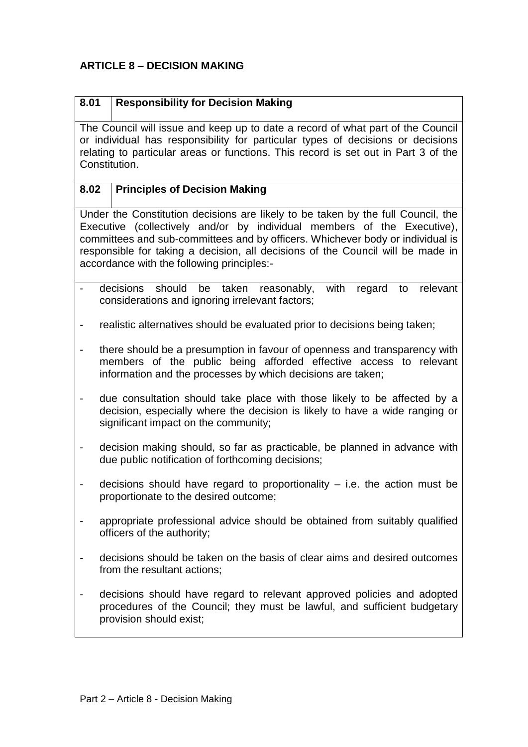## ARTICLE 8 – DECISION MAKING

### 8.01 Responsibility for Decision Making

The Council will issue and keep up to date a record of what part of the Council or individual has responsibility for particular types of decisions or decisions relating to particular areas or functions. This record is set out in Part 3 of the Constitution.

### 8.02 Principles of Decision Making

Under the Constitution decisions are likely to be taken by the full Council, the Executive (collectively and/or by individual members of the Executive), committees and sub-committees and by officers. Whichever body or individual is responsible for taking a decision, all decisions of the Council will be made in accordance with the following principles:-

- decisions should be taken reasonably, with regard to relevant considerations and ignoring irrelevant factors;
- realistic alternatives should be evaluated prior to decisions being taken;
- there should be a presumption in favour of openness and transparency with members of the public being afforded effective access to relevant information and the processes by which decisions are taken;
- due consultation should take place with those likely to be affected by a decision, especially where the decision is likely to have a wide ranging or significant impact on the community;
- decision making should, so far as practicable, be planned in advance with due public notification of forthcoming decisions;
- decisions should have regard to proportionality – i.e. the action must be proportionate to the desired outcome;
- appropriate professional advice should be obtained from suitably qualified officers of the authority;
- decisions should be taken on the basis of clear aims and desired outcomes from the resultant actions;
- decisions should have regard to relevant approved policies and adopted procedures of the Council; they must be lawful, and sufficient budgetary provision should exist;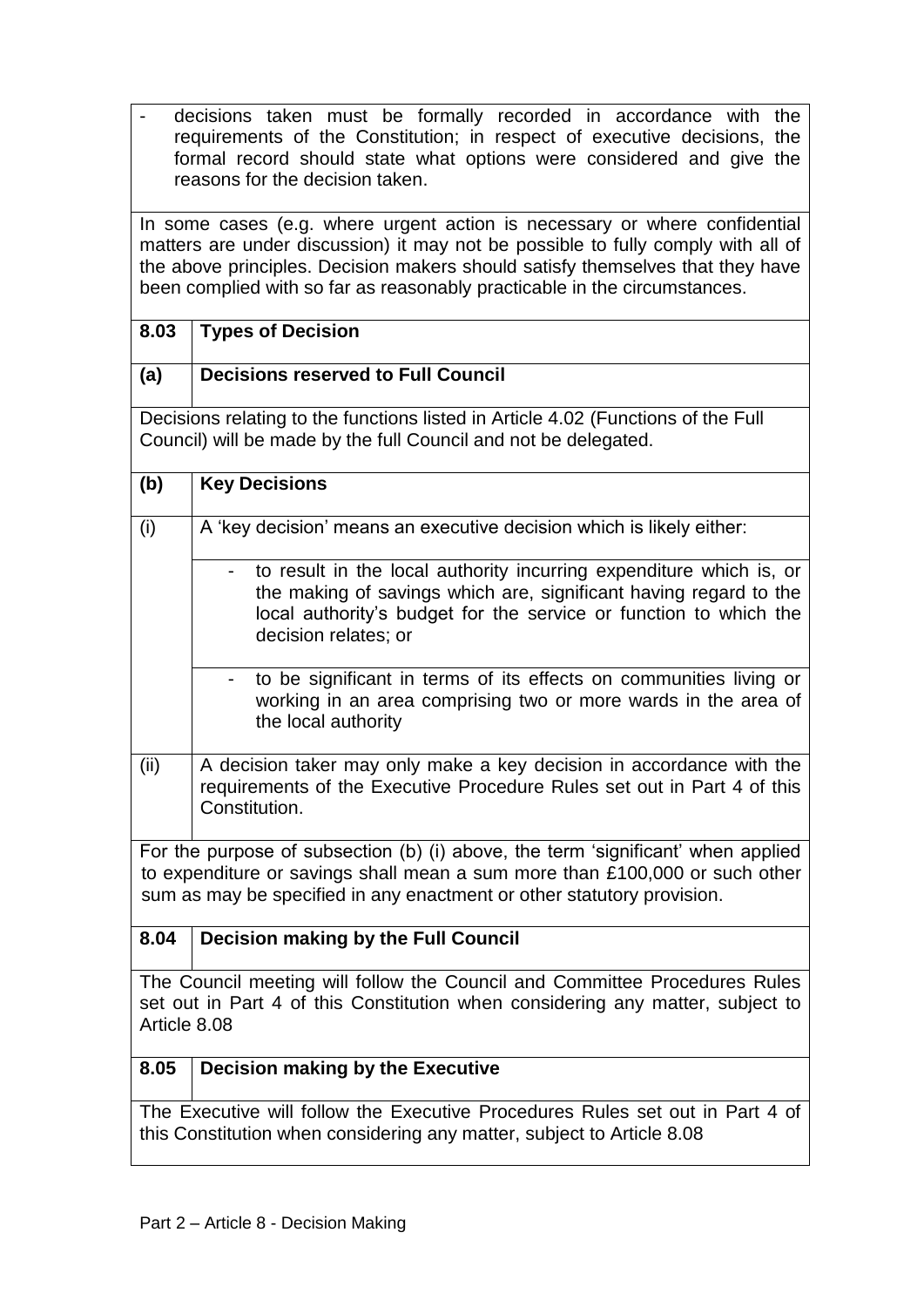- decisions taken must be formally recorded in accordance with the requirements of the Constitution; in respect of executive decisions, the formal record should state what options were considered and give the reasons for the decision taken.

In some cases (e.g. where urgent action is necessary or where confidential matters are under discussion) it may not be possible to fully comply with all of the above principles. Decision makers should satisfy themselves that they have been complied with so far as reasonably practicable in the circumstances.

## 8.03 Types of Decision

### (a) Decisions reserved to Full Council

Decisions relating to the functions listed in Article 4.02 (Functions of the Full Council) will be made by the full Council and not be delegated.

### (b) Key Decisions

(i) A 'key decision' means an executive decision which is likely either:

- to result in the local authority incurring expenditure which is, or the making of savings which are, significant having regard to the local authority's budget for the service or function to which the decision relates; or
- to be significant in terms of its effects on communities living or working in an area comprising two or more wards in the area of the local authority

(ii) A decision taker may only make a key decision in accordance with the requirements of the Executive Procedure Rules set out in Part 4 of this Constitution.

For the purpose of subsection (b) (i) above, the term 'significant' when applied to expenditure or savings shall mean a sum more than £100,000 or such other sum as may be specified in any enactment or other statutory provision.

## 8.04 Decision making by the Full Council

The Council meeting will follow the Council and Committee Procedures Rules set out in Part 4 of this Constitution when considering any matter, subject to Article 8.08

## 8.05 Decision making by the Executive

The Executive will follow the Executive Procedures Rules set out in Part 4 of this Constitution when considering any matter, subject to Article 8.08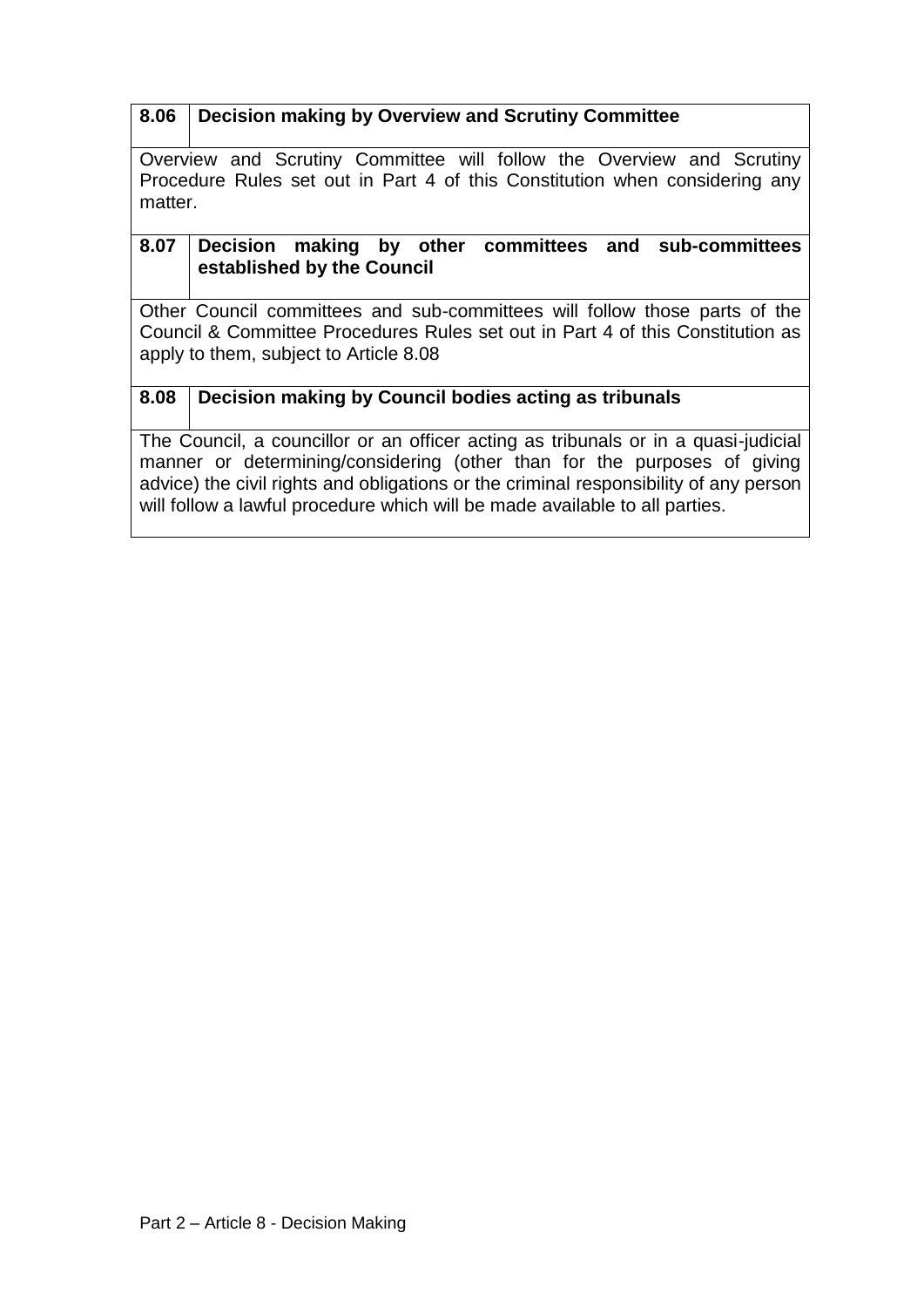### 8.06 Decision making by Overview and Scrutiny Committee

Overview and Scrutiny Committee will follow the Overview and Scrutiny Procedure Rules set out in Part 4 of this Constitution when considering any matter.

### 8.07 Decision making by other committees and sub-committees established by the Council

Other Council committees and sub-committees will follow those parts of the Council & Committee Procedures Rules set out in Part 4 of this Constitution as apply to them, subject to Article 8.08

### 8.08 Decision making by Council bodies acting as tribunals

The Council, a councillor or an officer acting as tribunals or in a quasi-judicial manner or determining/considering (other than for the purposes of giving advice) the civil rights and obligations or the criminal responsibility of any person will follow a lawful procedure which will be made available to all parties.